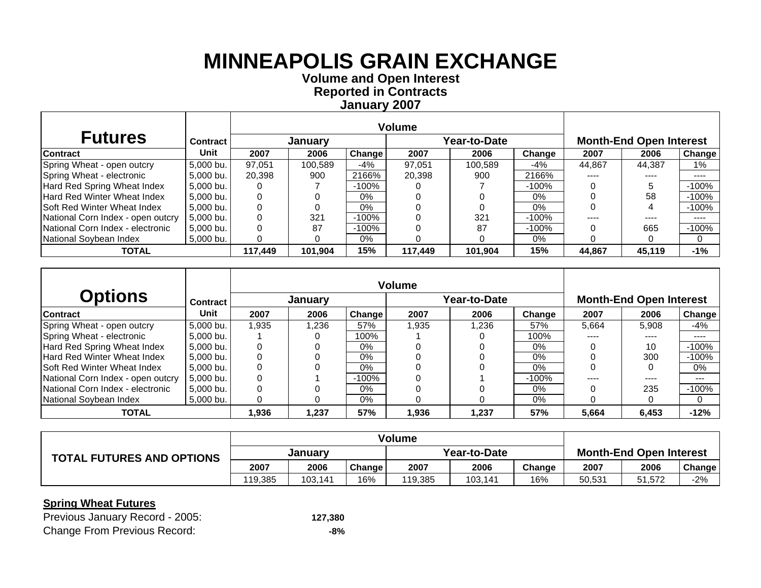# MINNEAPOLIS GRAIN EXCHANGE

**Volume and Open Interest**
**Reported in Contracts**
**January 2007**

| Futures | Contract | Volume | | | | | | Month-End Open Interest | | |
|---|---|---|---|---|---|---|---|---|---|---|
| | | January | | | Year-to-Date | | | | | |
| Contract | Unit | 2007 | 2006 | Change | 2007 | 2006 | Change | 2007 | 2006 | Change |
| Spring Wheat - open outcry | 5,000 bu. | 97,051 | 100,589 | -4% | 97,051 | 100,589 | -4% | 44,867 | 44,387 | 1% |
| Spring Wheat - electronic | 5,000 bu. | 20,398 | 900 | 2166% | 20,398 | 900 | 2166% | ---- | ---- | ---- |
| Hard Red Spring Wheat Index | 5,000 bu. | 0 | 7 | -100% | 0 | 7 | -100% | 0 | 5 | -100% |
| Hard Red Winter Wheat Index | 5,000 bu. | 0 | 0 | 0% | 0 | 0 | 0% | 0 | 58 | -100% |
| Soft Red Winter Wheat Index | 5,000 bu. | 0 | 0 | 0% | 0 | 0 | 0% | 0 | 4 | -100% |
| National Corn Index - open outcry | 5,000 bu. | 0 | 321 | -100% | 0 | 321 | -100% | ---- | ---- | ---- |
| National Corn Index - electronic | 5,000 bu. | 0 | 87 | -100% | 0 | 87 | -100% | 0 | 665 | -100% |
| National Soybean Index | 5,000 bu. | 0 | 0 | 0% | 0 | 0 | 0% | 0 | 0 | 0 |
| **TOTAL** | | **117,449** | **101,904** | **15%** | **117,449** | **101,904** | **15%** | **44,867** | **45,119** | **-1%** |

| Options | Contract | Volume | | | | | | Month-End Open Interest | | |
|---|---|---|---|---|---|---|---|---|---|---|
| | | January | | | Year-to-Date | | | | | |
| Contract | Unit | 2007 | 2006 | Change | 2007 | 2006 | Change | 2007 | 2006 | Change |
| Spring Wheat - open outcry | 5,000 bu. | 1,935 | 1,236 | 57% | 1,935 | 1,236 | 57% | 5,664 | 5,908 | -4% |
| Spring Wheat - electronic | 5,000 bu. | 1 | 0 | 100% | 1 | 0 | 100% | ---- | ---- | ---- |
| Hard Red Spring Wheat Index | 5,000 bu. | 0 | 0 | 0% | 0 | 0 | 0% | 0 | 10 | -100% |
| Hard Red Winter Wheat Index | 5,000 bu. | 0 | 0 | 0% | 0 | 0 | 0% | 0 | 300 | -100% |
| Soft Red Winter Wheat Index | 5,000 bu. | 0 | 0 | 0% | 0 | 0 | 0% | 0 | 0 | 0% |
| National Corn Index - open outcry | 5,000 bu. | 0 | 1 | -100% | 0 | 1 | -100% | ---- | ---- | --- |
| National Corn Index - electronic | 5,000 bu. | 0 | 0 | 0% | 0 | 0 | 0% | 0 | 235 | -100% |
| National Soybean Index | 5,000 bu. | 0 | 0 | 0% | 0 | 0 | 0% | 0 | 0 | 0 |
| **TOTAL** | | **1,936** | **1,237** | **57%** | **1,936** | **1,237** | **57%** | **5,664** | **6,453** | **-12%** |

| TOTAL FUTURES AND OPTIONS | Volume | | | | | | Month-End Open Interest | | |
|---|---|---|---|---|---|---|---|---|---|
| | January | | | Year-to-Date | | | | | |
| | 2007 | 2006 | Change | 2007 | 2006 | Change | 2007 | 2006 | Change |
| | 119,385 | 103,141 | 16% | 119,385 | 103,141 | 16% | 50,531 | 51,572 | -2% |

**Spring Wheat Futures**

Previous January Record - 2005: **127,380**

Change From Previous Record: **-8%**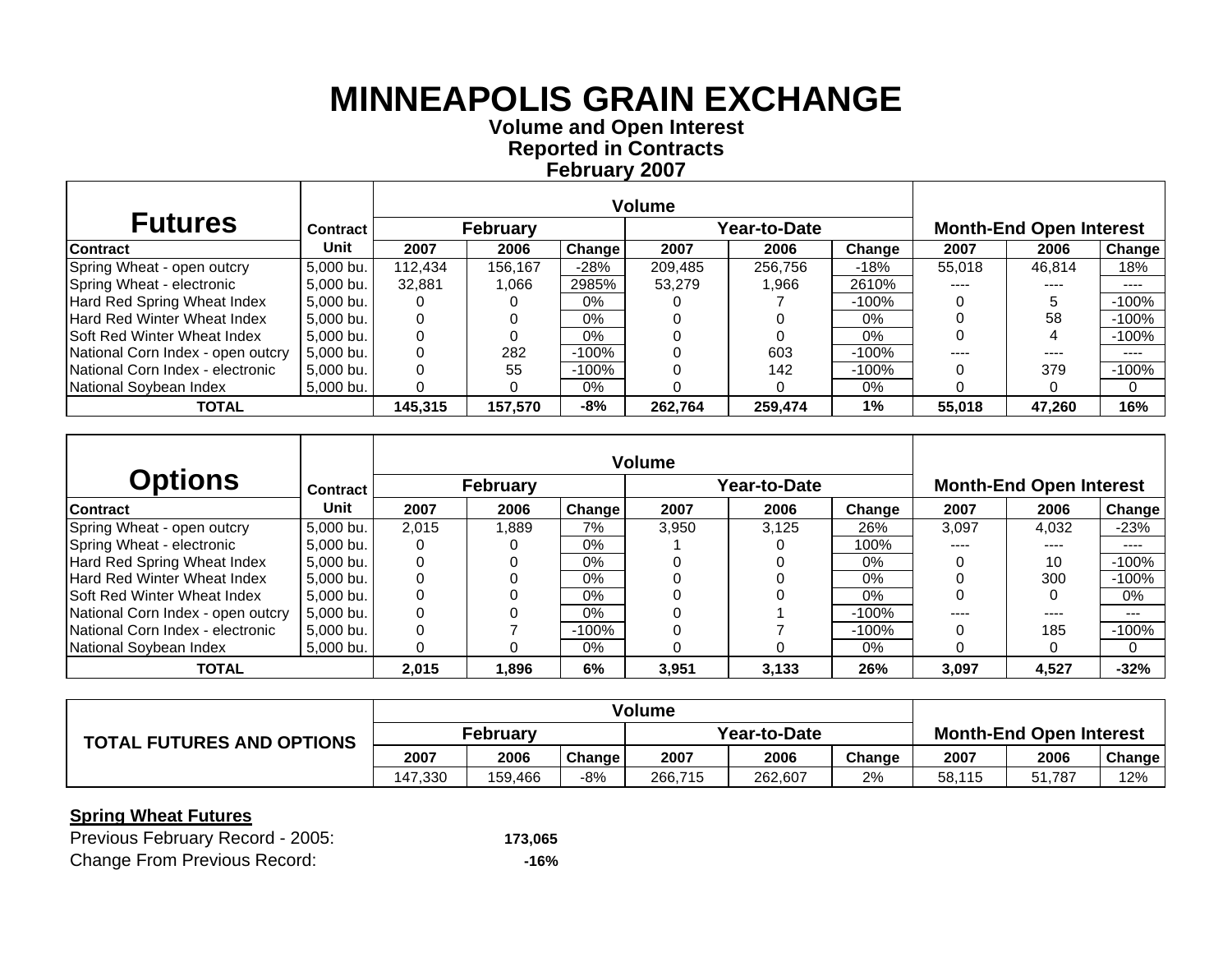# MINNEAPOLIS GRAIN EXCHANGE

**Volume and Open Interest**
**Reported in Contracts**
**February 2007**

| Futures | Contract | Volume | | | | | | Month-End Open Interest | | |
|---|---|---|---|---|---|---|---|---|---|---|
| | | February | | | Year-to-Date | | | | | |
| Contract | Unit | 2007 | 2006 | Change | 2007 | 2006 | Change | 2007 | 2006 | Change |
| Spring Wheat - open outcry | 5,000 bu. | 112,434 | 156,167 | -28% | 209,485 | 256,756 | -18% | 55,018 | 46,814 | 18% |
| Spring Wheat - electronic | 5,000 bu. | 32,881 | 1,066 | 2985% | 53,279 | 1,966 | 2610% | ---- | ---- | ---- |
| Hard Red Spring Wheat Index | 5,000 bu. | 0 | 0 | 0% | 0 | 7 | -100% | 0 | 5 | -100% |
| Hard Red Winter Wheat Index | 5,000 bu. | 0 | 0 | 0% | 0 | 0 | 0% | 0 | 58 | -100% |
| Soft Red Winter Wheat Index | 5,000 bu. | 0 | 0 | 0% | 0 | 0 | 0% | 0 | 4 | -100% |
| National Corn Index - open outcry | 5,000 bu. | 0 | 282 | -100% | 0 | 603 | -100% | ---- | ---- | ---- |
| National Corn Index - electronic | 5,000 bu. | 0 | 55 | -100% | 0 | 142 | -100% | 0 | 379 | -100% |
| National Soybean Index | 5,000 bu. | 0 | 0 | 0% | 0 | 0 | 0% | 0 | 0 | 0 |
| **TOTAL** | | **145,315** | **157,570** | **-8%** | **262,764** | **259,474** | **1%** | **55,018** | **47,260** | **16%** |

| Options | Contract | Volume | | | | | | Month-End Open Interest | | |
|---|---|---|---|---|---|---|---|---|---|---|
| | | February | | | Year-to-Date | | | | | |
| Contract | Unit | 2007 | 2006 | Change | 2007 | 2006 | Change | 2007 | 2006 | Change |
| Spring Wheat - open outcry | 5,000 bu. | 2,015 | 1,889 | 7% | 3,950 | 3,125 | 26% | 3,097 | 4,032 | -23% |
| Spring Wheat - electronic | 5,000 bu. | 0 | 0 | 0% | 1 | 0 | 100% | ---- | ---- | ---- |
| Hard Red Spring Wheat Index | 5,000 bu. | 0 | 0 | 0% | 0 | 0 | 0% | 0 | 10 | -100% |
| Hard Red Winter Wheat Index | 5,000 bu. | 0 | 0 | 0% | 0 | 0 | 0% | 0 | 300 | -100% |
| Soft Red Winter Wheat Index | 5,000 bu. | 0 | 0 | 0% | 0 | 0 | 0% | 0 | 0 | 0% |
| National Corn Index - open outcry | 5,000 bu. | 0 | 0 | 0% | 0 | 1 | -100% | ---- | ---- | --- |
| National Corn Index - electronic | 5,000 bu. | 0 | 7 | -100% | 0 | 7 | -100% | 0 | 185 | -100% |
| National Soybean Index | 5,000 bu. | 0 | 0 | 0% | 0 | 0 | 0% | 0 | 0 | 0 |
| **TOTAL** | | **2,015** | **1,896** | **6%** | **3,951** | **3,133** | **26%** | **3,097** | **4,527** | **-32%** |

| TOTAL FUTURES AND OPTIONS | Volume | | | | | | Month-End Open Interest | | |
|---|---|---|---|---|---|---|---|---|---|
| | February | | | Year-to-Date | | | | | |
| | 2007 | 2006 | Change | 2007 | 2006 | Change | 2007 | 2006 | Change |
| | 147,330 | 159,466 | -8% | 266,715 | 262,607 | 2% | 58,115 | 51,787 | 12% |

**Spring Wheat Futures**

Previous February Record - 2005: **173,065**

Change From Previous Record: **-16%**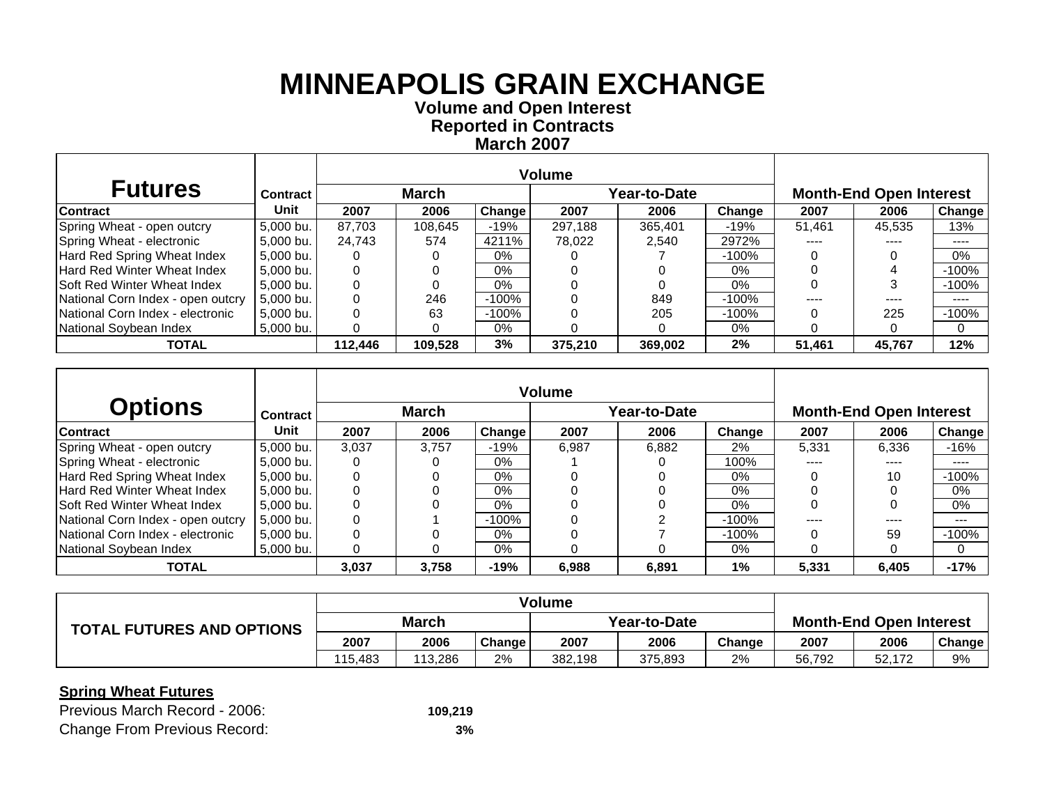# MINNEAPOLIS GRAIN EXCHANGE

**Volume and Open Interest**
**Reported in Contracts**
**March 2007**

| Futures | Contract | Volume | | | | | | Month-End Open Interest | | |
|---|---|---|---|---|---|---|---|---|---|---|
| | | March | | | Year-to-Date | | | | | |
| **Contract** | **Unit** | **2007** | **2006** | **Change** | **2007** | **2006** | **Change** | **2007** | **2006** | **Change** |
| Spring Wheat - open outcry | 5,000 bu. | 87,703 | 108,645 | -19% | 297,188 | 365,401 | -19% | 51,461 | 45,535 | 13% |
| Spring Wheat - electronic | 5,000 bu. | 24,743 | 574 | 4211% | 78,022 | 2,540 | 2972% | ---- | ---- | ---- |
| Hard Red Spring Wheat Index | 5,000 bu. | 0 | 0 | 0% | 0 | 7 | -100% | 0 | 0 | 0% |
| Hard Red Winter Wheat Index | 5,000 bu. | 0 | 0 | 0% | 0 | 0 | 0% | 0 | 4 | -100% |
| Soft Red Winter Wheat Index | 5,000 bu. | 0 | 0 | 0% | 0 | 0 | 0% | 0 | 3 | -100% |
| National Corn Index - open outcry | 5,000 bu. | 0 | 246 | -100% | 0 | 849 | -100% | ---- | ---- | ---- |
| National Corn Index - electronic | 5,000 bu. | 0 | 63 | -100% | 0 | 205 | -100% | 0 | 225 | -100% |
| National Soybean Index | 5,000 bu. | 0 | 0 | 0% | 0 | 0 | 0% | 0 | 0 | 0 |
| **TOTAL** | | **112,446** | **109,528** | **3%** | **375,210** | **369,002** | **2%** | **51,461** | **45,767** | **12%** |

| Options | Contract | Volume | | | | | | Month-End Open Interest | | |
|---|---|---|---|---|---|---|---|---|---|---|
| | | March | | | Year-to-Date | | | | | |
| **Contract** | **Unit** | **2007** | **2006** | **Change** | **2007** | **2006** | **Change** | **2007** | **2006** | **Change** |
| Spring Wheat - open outcry | 5,000 bu. | 3,037 | 3,757 | -19% | 6,987 | 6,882 | 2% | 5,331 | 6,336 | -16% |
| Spring Wheat - electronic | 5,000 bu. | 0 | 0 | 0% | 1 | 0 | 100% | ---- | ---- | ---- |
| Hard Red Spring Wheat Index | 5,000 bu. | 0 | 0 | 0% | 0 | 0 | 0% | 0 | 10 | -100% |
| Hard Red Winter Wheat Index | 5,000 bu. | 0 | 0 | 0% | 0 | 0 | 0% | 0 | 0 | 0% |
| Soft Red Winter Wheat Index | 5,000 bu. | 0 | 0 | 0% | 0 | 0 | 0% | 0 | 0 | 0% |
| National Corn Index - open outcry | 5,000 bu. | 0 | 1 | -100% | 0 | 2 | -100% | ---- | ---- | --- |
| National Corn Index - electronic | 5,000 bu. | 0 | 0 | 0% | 0 | 7 | -100% | 0 | 59 | -100% |
| National Soybean Index | 5,000 bu. | 0 | 0 | 0% | 0 | 0 | 0% | 0 | 0 | 0 |
| **TOTAL** | | **3,037** | **3,758** | **-19%** | **6,988** | **6,891** | **1%** | **5,331** | **6,405** | **-17%** |

| TOTAL FUTURES AND OPTIONS | Volume | | | | | | Month-End Open Interest | | |
|---|---|---|---|---|---|---|---|---|---|
| | March | | | Year-to-Date | | | | | |
| | **2007** | **2006** | **Change** | **2007** | **2006** | **Change** | **2007** | **2006** | **Change** |
| | 115,483 | 113,286 | 2% | 382,198 | 375,893 | 2% | 56,792 | 52,172 | 9% |

**Spring Wheat Futures**

Previous March Record - 2006: **109,219**

Change From Previous Record: **3%**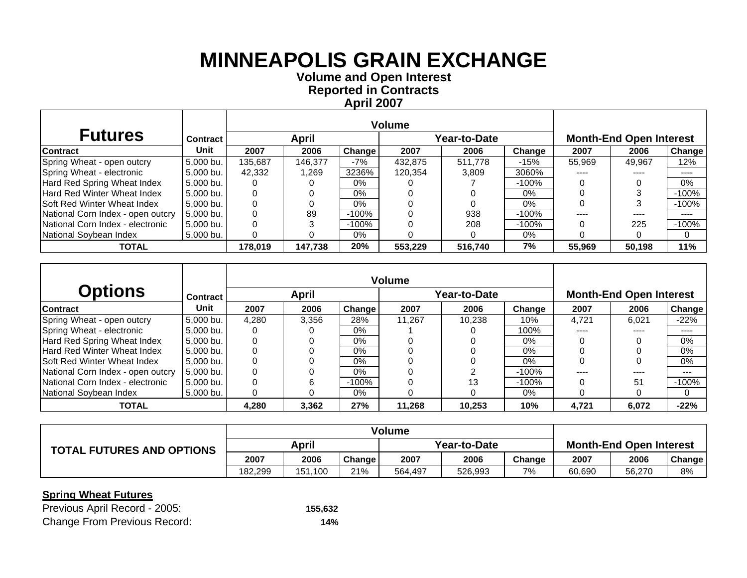# MINNEAPOLIS GRAIN EXCHANGE

**Volume and Open Interest**
**Reported in Contracts**
**April 2007**

| Futures | Contract | Volume | | | | | | Month-End Open Interest | | |
|---|---|---|---|---|---|---|---|---|---|---|
| | | April | | | Year-to-Date | | | | | |
| Contract | Unit | 2007 | 2006 | Change | 2007 | 2006 | Change | 2007 | 2006 | Change |
| Spring Wheat - open outcry | 5,000 bu. | 135,687 | 146,377 | -7% | 432,875 | 511,778 | -15% | 55,969 | 49,967 | 12% |
| Spring Wheat - electronic | 5,000 bu. | 42,332 | 1,269 | 3236% | 120,354 | 3,809 | 3060% | ---- | ---- | ---- |
| Hard Red Spring Wheat Index | 5,000 bu. | 0 | 0 | 0% | 0 | 7 | -100% | 0 | 0 | 0% |
| Hard Red Winter Wheat Index | 5,000 bu. | 0 | 0 | 0% | 0 | 0 | 0% | 0 | 3 | -100% |
| Soft Red Winter Wheat Index | 5,000 bu. | 0 | 0 | 0% | 0 | 0 | 0% | 0 | 3 | -100% |
| National Corn Index - open outcry | 5,000 bu. | 0 | 89 | -100% | 0 | 938 | -100% | ---- | ---- | ---- |
| National Corn Index - electronic | 5,000 bu. | 0 | 3 | -100% | 0 | 208 | -100% | 0 | 225 | -100% |
| National Soybean Index | 5,000 bu. | 0 | 0 | 0% | 0 | 0 | 0% | 0 | 0 | 0 |
| **TOTAL** | | **178,019** | **147,738** | **20%** | **553,229** | **516,740** | **7%** | **55,969** | **50,198** | **11%** |

| Options | Contract | Volume | | | | | | Month-End Open Interest | | |
|---|---|---|---|---|---|---|---|---|---|---|
| | | April | | | Year-to-Date | | | | | |
| Contract | Unit | 2007 | 2006 | Change | 2007 | 2006 | Change | 2007 | 2006 | Change |
| Spring Wheat - open outcry | 5,000 bu. | 4,280 | 3,356 | 28% | 11,267 | 10,238 | 10% | 4,721 | 6,021 | -22% |
| Spring Wheat - electronic | 5,000 bu. | 0 | 0 | 0% | 1 | 0 | 100% | ---- | ---- | ---- |
| Hard Red Spring Wheat Index | 5,000 bu. | 0 | 0 | 0% | 0 | 0 | 0% | 0 | 0 | 0% |
| Hard Red Winter Wheat Index | 5,000 bu. | 0 | 0 | 0% | 0 | 0 | 0% | 0 | 0 | 0% |
| Soft Red Winter Wheat Index | 5,000 bu. | 0 | 0 | 0% | 0 | 0 | 0% | 0 | 0 | 0% |
| National Corn Index - open outcry | 5,000 bu. | 0 | 0 | 0% | 0 | 2 | -100% | ---- | ---- | --- |
| National Corn Index - electronic | 5,000 bu. | 0 | 6 | -100% | 0 | 13 | -100% | 0 | 51 | -100% |
| National Soybean Index | 5,000 bu. | 0 | 0 | 0% | 0 | 0 | 0% | 0 | 0 | 0 |
| **TOTAL** | | **4,280** | **3,362** | **27%** | **11,268** | **10,253** | **10%** | **4,721** | **6,072** | **-22%** |

| TOTAL FUTURES AND OPTIONS | Volume | | | | | | Month-End Open Interest | | |
|---|---|---|---|---|---|---|---|---|---|
| | April | | | Year-to-Date | | | | | |
| | 2007 | 2006 | Change | 2007 | 2006 | Change | 2007 | 2006 | Change |
| | 182,299 | 151,100 | 21% | 564,497 | 526,993 | 7% | 60,690 | 56,270 | 8% |

**Spring Wheat Futures**

Previous April Record - 2005: **155,632**

Change From Previous Record: **14%**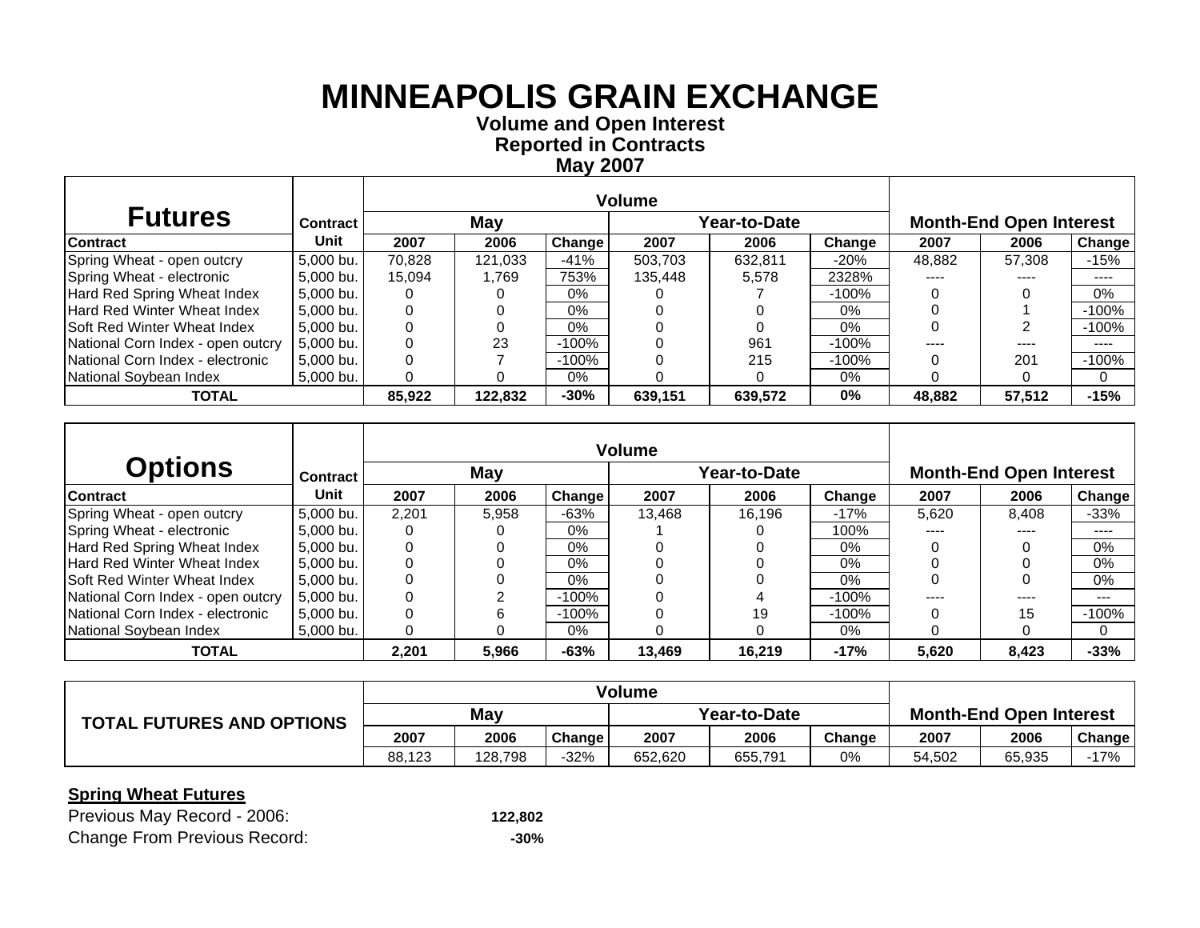# MINNEAPOLIS GRAIN EXCHANGE

**Volume and Open Interest**
**Reported in Contracts**
**May 2007**

| Futures | Contract | Volume | | | | | | Month-End Open Interest | | |
|---|---|---|---|---|---|---|---|---|---|---|
| | | May | | | Year-to-Date | | | | | |
| Contract | Unit | 2007 | 2006 | Change | 2007 | 2006 | Change | 2007 | 2006 | Change |
| Spring Wheat - open outcry | 5,000 bu. | 70,828 | 121,033 | -41% | 503,703 | 632,811 | -20% | 48,882 | 57,308 | -15% |
| Spring Wheat - electronic | 5,000 bu. | 15,094 | 1,769 | 753% | 135,448 | 5,578 | 2328% | ---- | ---- | ---- |
| Hard Red Spring Wheat Index | 5,000 bu. | 0 | 0 | 0% | 0 | 7 | -100% | 0 | 0 | 0% |
| Hard Red Winter Wheat Index | 5,000 bu. | 0 | 0 | 0% | 0 | 0 | 0% | 0 | 1 | -100% |
| Soft Red Winter Wheat Index | 5,000 bu. | 0 | 0 | 0% | 0 | 0 | 0% | 0 | 2 | -100% |
| National Corn Index - open outcry | 5,000 bu. | 0 | 23 | -100% | 0 | 961 | -100% | ---- | ---- | ---- |
| National Corn Index - electronic | 5,000 bu. | 0 | 7 | -100% | 0 | 215 | -100% | 0 | 201 | -100% |
| National Soybean Index | 5,000 bu. | 0 | 0 | 0% | 0 | 0 | 0% | 0 | 0 | 0 |
| **TOTAL** | | **85,922** | **122,832** | **-30%** | **639,151** | **639,572** | **0%** | **48,882** | **57,512** | **-15%** |

| Options | Contract | Volume | | | | | | Month-End Open Interest | | |
|---|---|---|---|---|---|---|---|---|---|---|
| | | May | | | Year-to-Date | | | | | |
| Contract | Unit | 2007 | 2006 | Change | 2007 | 2006 | Change | 2007 | 2006 | Change |
| Spring Wheat - open outcry | 5,000 bu. | 2,201 | 5,958 | -63% | 13,468 | 16,196 | -17% | 5,620 | 8,408 | -33% |
| Spring Wheat - electronic | 5,000 bu. | 0 | 0 | 0% | 1 | 0 | 100% | ---- | ---- | ---- |
| Hard Red Spring Wheat Index | 5,000 bu. | 0 | 0 | 0% | 0 | 0 | 0% | 0 | 0 | 0% |
| Hard Red Winter Wheat Index | 5,000 bu. | 0 | 0 | 0% | 0 | 0 | 0% | 0 | 0 | 0% |
| Soft Red Winter Wheat Index | 5,000 bu. | 0 | 0 | 0% | 0 | 0 | 0% | 0 | 0 | 0% |
| National Corn Index - open outcry | 5,000 bu. | 0 | 2 | -100% | 0 | 4 | -100% | ---- | ---- | --- |
| National Corn Index - electronic | 5,000 bu. | 0 | 6 | -100% | 0 | 19 | -100% | 0 | 15 | -100% |
| National Soybean Index | 5,000 bu. | 0 | 0 | 0% | 0 | 0 | 0% | 0 | 0 | 0 |
| **TOTAL** | | **2,201** | **5,966** | **-63%** | **13,469** | **16,219** | **-17%** | **5,620** | **8,423** | **-33%** |

| TOTAL FUTURES AND OPTIONS | Volume | | | | | | Month-End Open Interest | | |
|---|---|---|---|---|---|---|---|---|---|
| | May | | | Year-to-Date | | | | | |
| | 2007 | 2006 | Change | 2007 | 2006 | Change | 2007 | 2006 | Change |
| | 88,123 | 128,798 | -32% | 652,620 | 655,791 | 0% | 54,502 | 65,935 | -17% |

**Spring Wheat Futures**

Previous May Record - 2006: **122,802**

Change From Previous Record: **-30%**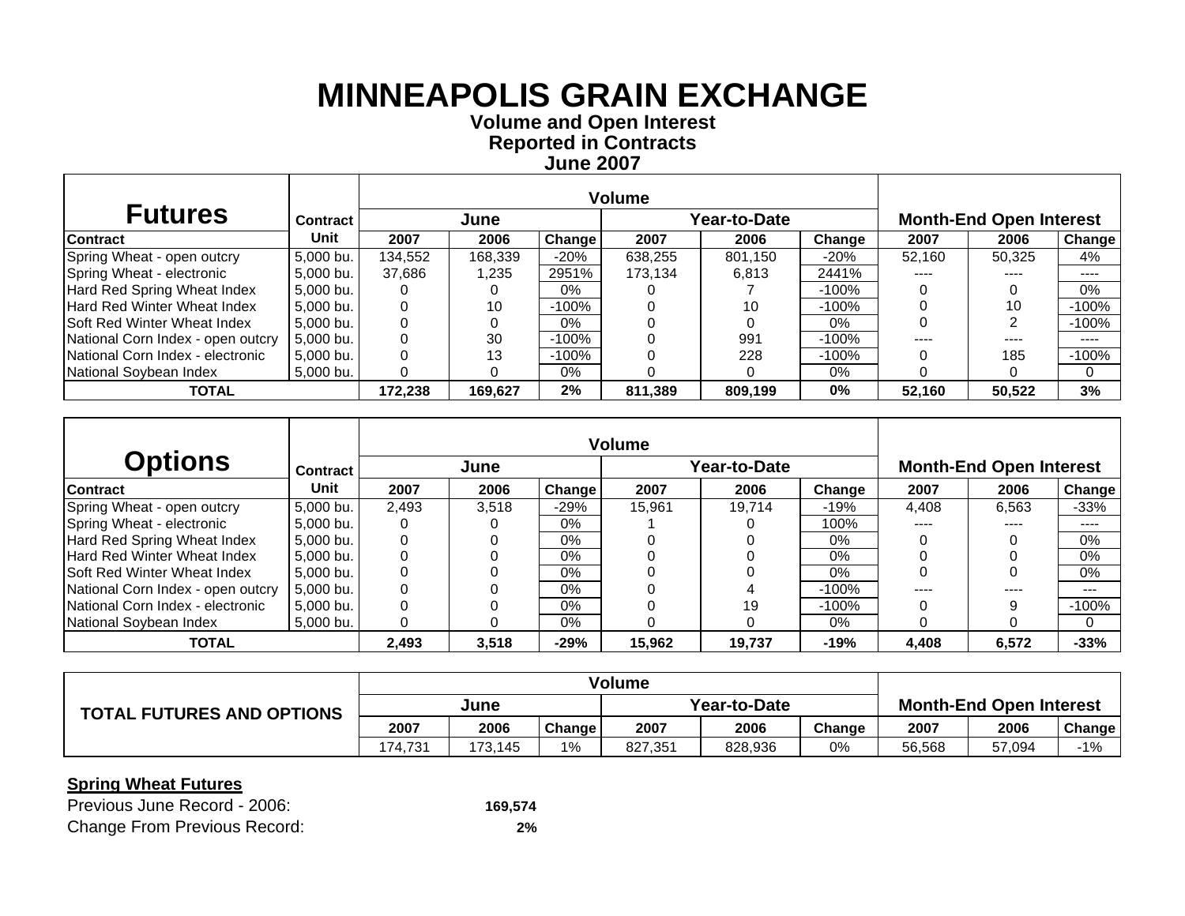# MINNEAPOLIS GRAIN EXCHANGE

**Volume and Open Interest**
**Reported in Contracts**
**June 2007**

| Futures | Contract | Volume | | | | | | Month-End Open Interest | | |
|---|---|---|---|---|---|---|---|---|---|---|
| | | June | | | Year-to-Date | | | | | |
| Contract | Unit | 2007 | 2006 | Change | 2007 | 2006 | Change | 2007 | 2006 | Change |
| Spring Wheat - open outcry | 5,000 bu. | 134,552 | 168,339 | -20% | 638,255 | 801,150 | -20% | 52,160 | 50,325 | 4% |
| Spring Wheat - electronic | 5,000 bu. | 37,686 | 1,235 | 2951% | 173,134 | 6,813 | 2441% | ---- | ---- | ---- |
| Hard Red Spring Wheat Index | 5,000 bu. | 0 | 0 | 0% | 0 | 7 | -100% | 0 | 0 | 0% |
| Hard Red Winter Wheat Index | 5,000 bu. | 0 | 10 | -100% | 0 | 10 | -100% | 0 | 10 | -100% |
| Soft Red Winter Wheat Index | 5,000 bu. | 0 | 0 | 0% | 0 | 0 | 0% | 0 | 2 | -100% |
| National Corn Index - open outcry | 5,000 bu. | 0 | 30 | -100% | 0 | 991 | -100% | ---- | ---- | ---- |
| National Corn Index - electronic | 5,000 bu. | 0 | 13 | -100% | 0 | 228 | -100% | 0 | 185 | -100% |
| National Soybean Index | 5,000 bu. | 0 | 0 | 0% | 0 | 0 | 0% | 0 | 0 | 0 |
| **TOTAL** | | **172,238** | **169,627** | **2%** | **811,389** | **809,199** | **0%** | **52,160** | **50,522** | **3%** |

| Options | Contract | Volume | | | | | | Month-End Open Interest | | |
|---|---|---|---|---|---|---|---|---|---|---|
| | | June | | | Year-to-Date | | | | | |
| Contract | Unit | 2007 | 2006 | Change | 2007 | 2006 | Change | 2007 | 2006 | Change |
| Spring Wheat - open outcry | 5,000 bu. | 2,493 | 3,518 | -29% | 15,961 | 19,714 | -19% | 4,408 | 6,563 | -33% |
| Spring Wheat - electronic | 5,000 bu. | 0 | 0 | 0% | 1 | 0 | 100% | ---- | ---- | ---- |
| Hard Red Spring Wheat Index | 5,000 bu. | 0 | 0 | 0% | 0 | 0 | 0% | 0 | 0 | 0% |
| Hard Red Winter Wheat Index | 5,000 bu. | 0 | 0 | 0% | 0 | 0 | 0% | 0 | 0 | 0% |
| Soft Red Winter Wheat Index | 5,000 bu. | 0 | 0 | 0% | 0 | 0 | 0% | 0 | 0 | 0% |
| National Corn Index - open outcry | 5,000 bu. | 0 | 0 | 0% | 0 | 4 | -100% | ---- | ---- | --- |
| National Corn Index - electronic | 5,000 bu. | 0 | 0 | 0% | 0 | 19 | -100% | 0 | 9 | -100% |
| National Soybean Index | 5,000 bu. | 0 | 0 | 0% | 0 | 0 | 0% | 0 | 0 | 0 |
| **TOTAL** | | **2,493** | **3,518** | **-29%** | **15,962** | **19,737** | **-19%** | **4,408** | **6,572** | **-33%** |

| TOTAL FUTURES AND OPTIONS | Volume | | | | | | Month-End Open Interest | | |
|---|---|---|---|---|---|---|---|---|---|
| | June | | | Year-to-Date | | | | | |
| | 2007 | 2006 | Change | 2007 | 2006 | Change | 2007 | 2006 | Change |
| | 174,731 | 173,145 | 1% | 827,351 | 828,936 | 0% | 56,568 | 57,094 | -1% |

**Spring Wheat Futures**

Previous June Record - 2006: **169,574**

Change From Previous Record: **2%**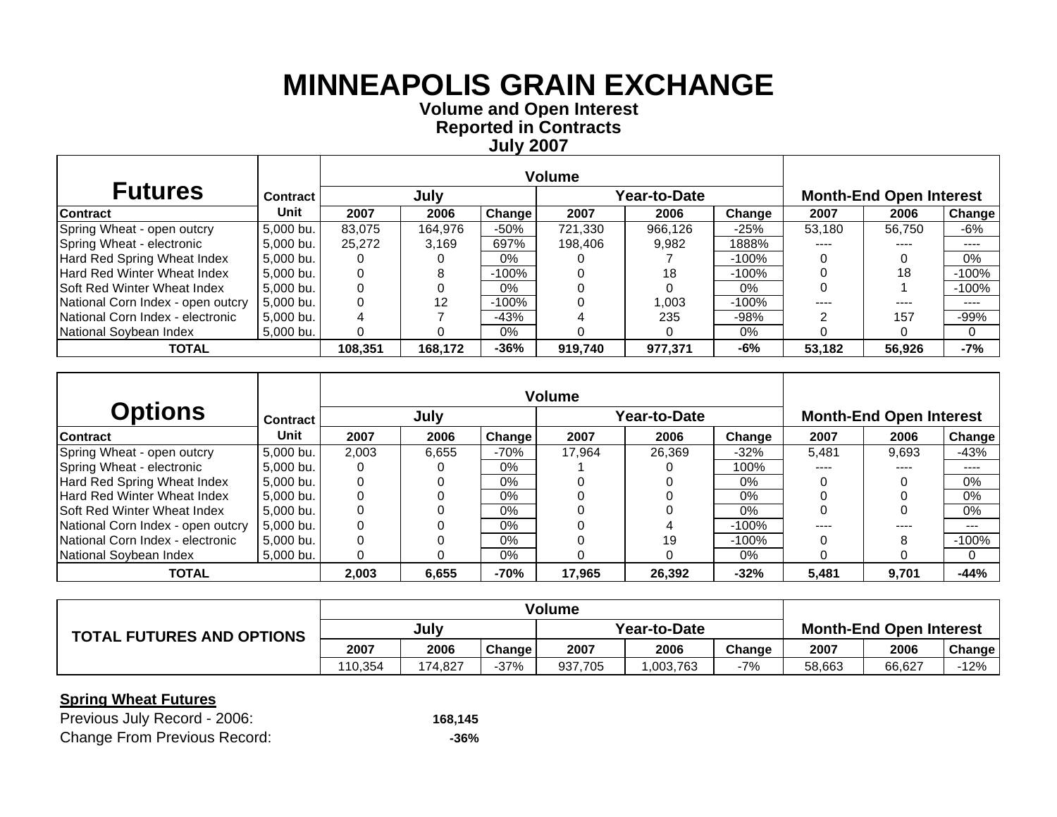# MINNEAPOLIS GRAIN EXCHANGE

**Volume and Open Interest**
**Reported in Contracts**
**July 2007**

| Futures | Contract | Volume | | | | | | Month-End Open Interest | | |
|---|---|---|---|---|---|---|---|---|---|---|
| | | July | | | Year-to-Date | | | | | |
| Contract | Unit | 2007 | 2006 | Change | 2007 | 2006 | Change | 2007 | 2006 | Change |
| Spring Wheat - open outcry | 5,000 bu. | 83,075 | 164,976 | -50% | 721,330 | 966,126 | -25% | 53,180 | 56,750 | -6% |
| Spring Wheat - electronic | 5,000 bu. | 25,272 | 3,169 | 697% | 198,406 | 9,982 | 1888% | ---- | ---- | ---- |
| Hard Red Spring Wheat Index | 5,000 bu. | 0 | 0 | 0% | 0 | 7 | -100% | 0 | 0 | 0% |
| Hard Red Winter Wheat Index | 5,000 bu. | 0 | 8 | -100% | 0 | 18 | -100% | 0 | 18 | -100% |
| Soft Red Winter Wheat Index | 5,000 bu. | 0 | 0 | 0% | 0 | 0 | 0% | 0 | 1 | -100% |
| National Corn Index - open outcry | 5,000 bu. | 0 | 12 | -100% | 0 | 1,003 | -100% | ---- | ---- | ---- |
| National Corn Index - electronic | 5,000 bu. | 4 | 7 | -43% | 4 | 235 | -98% | 2 | 157 | -99% |
| National Soybean Index | 5,000 bu. | 0 | 0 | 0% | 0 | 0 | 0% | 0 | 0 | 0 |
| **TOTAL** | | **108,351** | **168,172** | **-36%** | **919,740** | **977,371** | **-6%** | **53,182** | **56,926** | **-7%** |

| Options | Contract | Volume | | | | | | Month-End Open Interest | | |
|---|---|---|---|---|---|---|---|---|---|---|
| | | July | | | Year-to-Date | | | | | |
| Contract | Unit | 2007 | 2006 | Change | 2007 | 2006 | Change | 2007 | 2006 | Change |
| Spring Wheat - open outcry | 5,000 bu. | 2,003 | 6,655 | -70% | 17,964 | 26,369 | -32% | 5,481 | 9,693 | -43% |
| Spring Wheat - electronic | 5,000 bu. | 0 | 0 | 0% | 1 | 0 | 100% | ---- | ---- | ---- |
| Hard Red Spring Wheat Index | 5,000 bu. | 0 | 0 | 0% | 0 | 0 | 0% | 0 | 0 | 0% |
| Hard Red Winter Wheat Index | 5,000 bu. | 0 | 0 | 0% | 0 | 0 | 0% | 0 | 0 | 0% |
| Soft Red Winter Wheat Index | 5,000 bu. | 0 | 0 | 0% | 0 | 0 | 0% | 0 | 0 | 0% |
| National Corn Index - open outcry | 5,000 bu. | 0 | 0 | 0% | 0 | 4 | -100% | ---- | ---- | --- |
| National Corn Index - electronic | 5,000 bu. | 0 | 0 | 0% | 0 | 19 | -100% | 0 | 8 | -100% |
| National Soybean Index | 5,000 bu. | 0 | 0 | 0% | 0 | 0 | 0% | 0 | 0 | 0 |
| **TOTAL** | | **2,003** | **6,655** | **-70%** | **17,965** | **26,392** | **-32%** | **5,481** | **9,701** | **-44%** |

| TOTAL FUTURES AND OPTIONS | Volume | | | | | | Month-End Open Interest | | |
|---|---|---|---|---|---|---|---|---|---|
| | July | | | Year-to-Date | | | | | |
| | 2007 | 2006 | Change | 2007 | 2006 | Change | 2007 | 2006 | Change |
| | 110,354 | 174,827 | -37% | 937,705 | 1,003,763 | -7% | 58,663 | 66,627 | -12% |

**Spring Wheat Futures**

Previous July Record - 2006: **168,145**

Change From Previous Record: **-36%**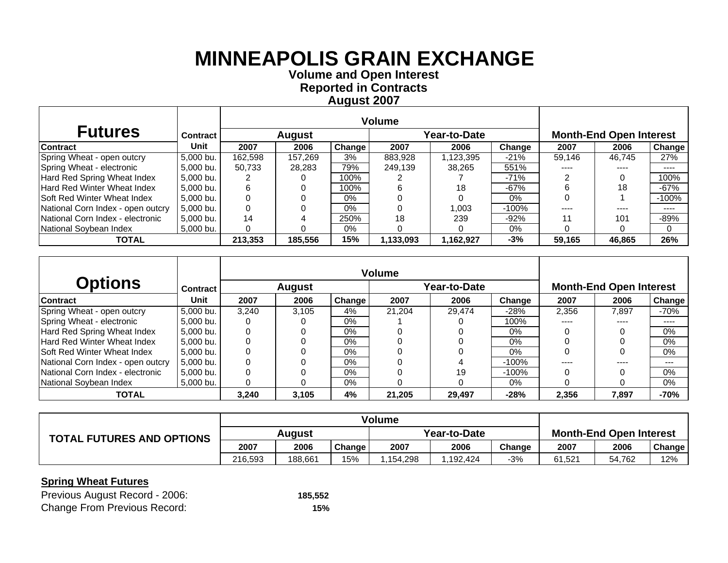# MINNEAPOLIS GRAIN EXCHANGE

**Volume and Open Interest**
**Reported in Contracts**
**August 2007**

| Futures | Contract | Volume | | | | | | Month-End Open Interest | | |
|---|---|---|---|---|---|---|---|---|---|---|
| | | August | | | Year-to-Date | | | | | |
| Contract | Unit | 2007 | 2006 | Change | 2007 | 2006 | Change | 2007 | 2006 | Change |
| Spring Wheat - open outcry | 5,000 bu. | 162,598 | 157,269 | 3% | 883,928 | 1,123,395 | -21% | 59,146 | 46,745 | 27% |
| Spring Wheat - electronic | 5,000 bu. | 50,733 | 28,283 | 79% | 249,139 | 38,265 | 551% | ---- | ---- | ---- |
| Hard Red Spring Wheat Index | 5,000 bu. | 2 | 0 | 100% | 2 | 7 | -71% | 2 | 0 | 100% |
| Hard Red Winter Wheat Index | 5,000 bu. | 6 | 0 | 100% | 6 | 18 | -67% | 6 | 18 | -67% |
| Soft Red Winter Wheat Index | 5,000 bu. | 0 | 0 | 0% | 0 | 0 | 0% | 0 | 1 | -100% |
| National Corn Index - open outcry | 5,000 bu. | 0 | 0 | 0% | 0 | 1,003 | -100% | ---- | ---- | ---- |
| National Corn Index - electronic | 5,000 bu. | 14 | 4 | 250% | 18 | 239 | -92% | 11 | 101 | -89% |
| National Soybean Index | 5,000 bu. | 0 | 0 | 0% | 0 | 0 | 0% | 0 | 0 | 0 |
| **TOTAL** | | **213,353** | **185,556** | **15%** | **1,133,093** | **1,162,927** | **-3%** | **59,165** | **46,865** | **26%** |

| Options | Contract | Volume | | | | | | Month-End Open Interest | | |
|---|---|---|---|---|---|---|---|---|---|---|
| | | August | | | Year-to-Date | | | | | |
| Contract | Unit | 2007 | 2006 | Change | 2007 | 2006 | Change | 2007 | 2006 | Change |
| Spring Wheat - open outcry | 5,000 bu. | 3,240 | 3,105 | 4% | 21,204 | 29,474 | -28% | 2,356 | 7,897 | -70% |
| Spring Wheat - electronic | 5,000 bu. | 0 | 0 | 0% | 1 | 0 | 100% | ---- | ---- | ---- |
| Hard Red Spring Wheat Index | 5,000 bu. | 0 | 0 | 0% | 0 | 0 | 0% | 0 | 0 | 0% |
| Hard Red Winter Wheat Index | 5,000 bu. | 0 | 0 | 0% | 0 | 0 | 0% | 0 | 0 | 0% |
| Soft Red Winter Wheat Index | 5,000 bu. | 0 | 0 | 0% | 0 | 0 | 0% | 0 | 0 | 0% |
| National Corn Index - open outcry | 5,000 bu. | 0 | 0 | 0% | 0 | 4 | -100% | ---- | ---- | --- |
| National Corn Index - electronic | 5,000 bu. | 0 | 0 | 0% | 0 | 19 | -100% | 0 | 0 | 0% |
| National Soybean Index | 5,000 bu. | 0 | 0 | 0% | 0 | 0 | 0% | 0 | 0 | 0% |
| **TOTAL** | | **3,240** | **3,105** | **4%** | **21,205** | **29,497** | **-28%** | **2,356** | **7,897** | **-70%** |

| TOTAL FUTURES AND OPTIONS | Volume | | | | | | Month-End Open Interest | | |
|---|---|---|---|---|---|---|---|---|---|
| | August | | | Year-to-Date | | | | | |
| | 2007 | 2006 | Change | 2007 | 2006 | Change | 2007 | 2006 | Change |
| | 216,593 | 188,661 | 15% | 1,154,298 | 1,192,424 | -3% | 61,521 | 54,762 | 12% |

**Spring Wheat Futures**

Previous August Record - 2006: **185,552**

Change From Previous Record: **15%**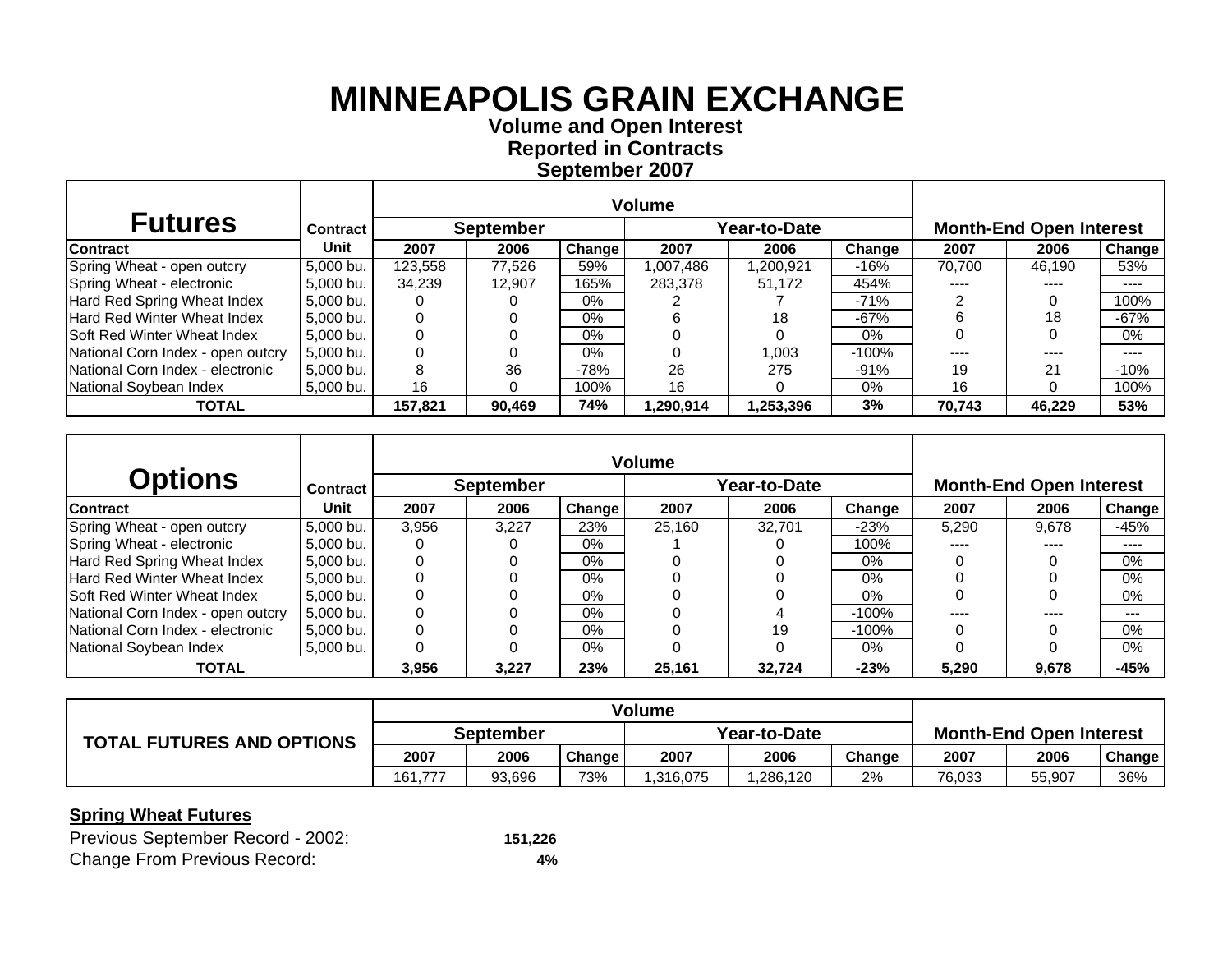# MINNEAPOLIS GRAIN EXCHANGE

**Volume and Open Interest**
**Reported in Contracts**
**September 2007**

| Futures | Contract | Volume | | | | | | Month-End Open Interest | | |
|---|---|---|---|---|---|---|---|---|---|---|
| | | September | | | Year-to-Date | | | | | |
| Contract | Unit | 2007 | 2006 | Change | 2007 | 2006 | Change | 2007 | 2006 | Change |
| Spring Wheat - open outcry | 5,000 bu. | 123,558 | 77,526 | 59% | 1,007,486 | 1,200,921 | -16% | 70,700 | 46,190 | 53% |
| Spring Wheat - electronic | 5,000 bu. | 34,239 | 12,907 | 165% | 283,378 | 51,172 | 454% | ---- | ---- | ---- |
| Hard Red Spring Wheat Index | 5,000 bu. | 0 | 0 | 0% | 2 | 7 | -71% | 2 | 0 | 100% |
| Hard Red Winter Wheat Index | 5,000 bu. | 0 | 0 | 0% | 6 | 18 | -67% | 6 | 18 | -67% |
| Soft Red Winter Wheat Index | 5,000 bu. | 0 | 0 | 0% | 0 | 0 | 0% | 0 | 0 | 0% |
| National Corn Index - open outcry | 5,000 bu. | 0 | 0 | 0% | 0 | 1,003 | -100% | ---- | ---- | ---- |
| National Corn Index - electronic | 5,000 bu. | 8 | 36 | -78% | 26 | 275 | -91% | 19 | 21 | -10% |
| National Soybean Index | 5,000 bu. | 16 | 0 | 100% | 16 | 0 | 0% | 16 | 0 | 100% |
| **TOTAL** | | **157,821** | **90,469** | **74%** | **1,290,914** | **1,253,396** | **3%** | **70,743** | **46,229** | **53%** |

| Options | Contract | Volume | | | | | | Month-End Open Interest | | |
|---|---|---|---|---|---|---|---|---|---|---|
| | | September | | | Year-to-Date | | | | | |
| Contract | Unit | 2007 | 2006 | Change | 2007 | 2006 | Change | 2007 | 2006 | Change |
| Spring Wheat - open outcry | 5,000 bu. | 3,956 | 3,227 | 23% | 25,160 | 32,701 | -23% | 5,290 | 9,678 | -45% |
| Spring Wheat - electronic | 5,000 bu. | 0 | 0 | 0% | 1 | 0 | 100% | ---- | ---- | ---- |
| Hard Red Spring Wheat Index | 5,000 bu. | 0 | 0 | 0% | 0 | 0 | 0% | 0 | 0 | 0% |
| Hard Red Winter Wheat Index | 5,000 bu. | 0 | 0 | 0% | 0 | 0 | 0% | 0 | 0 | 0% |
| Soft Red Winter Wheat Index | 5,000 bu. | 0 | 0 | 0% | 0 | 0 | 0% | 0 | 0 | 0% |
| National Corn Index - open outcry | 5,000 bu. | 0 | 0 | 0% | 0 | 4 | -100% | ---- | ---- | --- |
| National Corn Index - electronic | 5,000 bu. | 0 | 0 | 0% | 0 | 19 | -100% | 0 | 0 | 0% |
| National Soybean Index | 5,000 bu. | 0 | 0 | 0% | 0 | 0 | 0% | 0 | 0 | 0% |
| **TOTAL** | | **3,956** | **3,227** | **23%** | **25,161** | **32,724** | **-23%** | **5,290** | **9,678** | **-45%** |

| TOTAL FUTURES AND OPTIONS | Volume | | | | | | Month-End Open Interest | | |
|---|---|---|---|---|---|---|---|---|---|
| | September | | | Year-to-Date | | | | | |
| | 2007 | 2006 | Change | 2007 | 2006 | Change | 2007 | 2006 | Change |
| | 161,777 | 93,696 | 73% | 1,316,075 | 1,286,120 | 2% | 76,033 | 55,907 | 36% |

**Spring Wheat Futures**

Previous September Record - 2002: **151,226**

Change From Previous Record: **4%**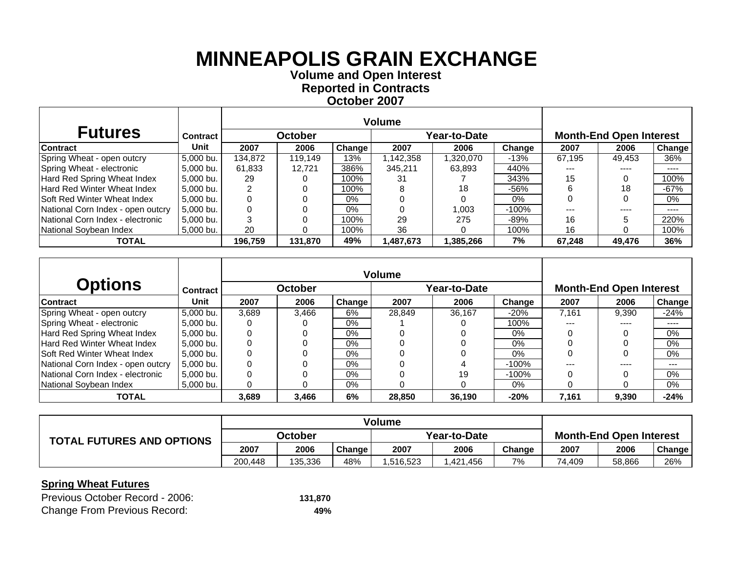# MINNEAPOLIS GRAIN EXCHANGE

**Volume and Open Interest**
**Reported in Contracts**
**October 2007**

| Futures | Contract | Volume | | | | | | Month-End Open Interest | | |
|---|---|---|---|---|---|---|---|---|---|---|
| | | October | | | Year-to-Date | | | | | |
| Contract | Unit | 2007 | 2006 | Change | 2007 | 2006 | Change | 2007 | 2006 | Change |
| Spring Wheat - open outcry | 5,000 bu. | 134,872 | 119,149 | 13% | 1,142,358 | 1,320,070 | -13% | 67,195 | 49,453 | 36% |
| Spring Wheat - electronic | 5,000 bu. | 61,833 | 12,721 | 386% | 345,211 | 63,893 | 440% | --- | ---- | ---- |
| Hard Red Spring Wheat Index | 5,000 bu. | 29 | 0 | 100% | 31 | 7 | 343% | 15 | 0 | 100% |
| Hard Red Winter Wheat Index | 5,000 bu. | 2 | 0 | 100% | 8 | 18 | -56% | 6 | 18 | -67% |
| Soft Red Winter Wheat Index | 5,000 bu. | 0 | 0 | 0% | 0 | 0 | 0% | 0 | 0 | 0% |
| National Corn Index - open outcry | 5,000 bu. | 0 | 0 | 0% | 0 | 1,003 | -100% | --- | ---- | ---- |
| National Corn Index - electronic | 5,000 bu. | 3 | 0 | 100% | 29 | 275 | -89% | 16 | 5 | 220% |
| National Soybean Index | 5,000 bu. | 20 | 0 | 100% | 36 | 0 | 100% | 16 | 0 | 100% |
| **TOTAL** | | **196,759** | **131,870** | **49%** | **1,487,673** | **1,385,266** | **7%** | **67,248** | **49,476** | **36%** |

| Options | Contract | Volume | | | | | | Month-End Open Interest | | |
|---|---|---|---|---|---|---|---|---|---|---|
| | | October | | | Year-to-Date | | | | | |
| Contract | Unit | 2007 | 2006 | Change | 2007 | 2006 | Change | 2007 | 2006 | Change |
| Spring Wheat - open outcry | 5,000 bu. | 3,689 | 3,466 | 6% | 28,849 | 36,167 | -20% | 7,161 | 9,390 | -24% |
| Spring Wheat - electronic | 5,000 bu. | 0 | 0 | 0% | 1 | 0 | 100% | --- | ---- | ---- |
| Hard Red Spring Wheat Index | 5,000 bu. | 0 | 0 | 0% | 0 | 0 | 0% | 0 | 0 | 0% |
| Hard Red Winter Wheat Index | 5,000 bu. | 0 | 0 | 0% | 0 | 0 | 0% | 0 | 0 | 0% |
| Soft Red Winter Wheat Index | 5,000 bu. | 0 | 0 | 0% | 0 | 0 | 0% | 0 | 0 | 0% |
| National Corn Index - open outcry | 5,000 bu. | 0 | 0 | 0% | 0 | 4 | -100% | --- | ---- | --- |
| National Corn Index - electronic | 5,000 bu. | 0 | 0 | 0% | 0 | 19 | -100% | 0 | 0 | 0% |
| National Soybean Index | 5,000 bu. | 0 | 0 | 0% | 0 | 0 | 0% | 0 | 0 | 0% |
| **TOTAL** | | **3,689** | **3,466** | **6%** | **28,850** | **36,190** | **-20%** | **7,161** | **9,390** | **-24%** |

| TOTAL FUTURES AND OPTIONS | Volume | | | | | | Month-End Open Interest | | |
|---|---|---|---|---|---|---|---|---|---|
| | October | | | Year-to-Date | | | | | |
| | 2007 | 2006 | Change | 2007 | 2006 | Change | 2007 | 2006 | Change |
| | 200,448 | 135,336 | 48% | 1,516,523 | 1,421,456 | 7% | 74,409 | 58,866 | 26% |

**Spring Wheat Futures**

Previous October Record - 2006: **131,870**

Change From Previous Record: **49%**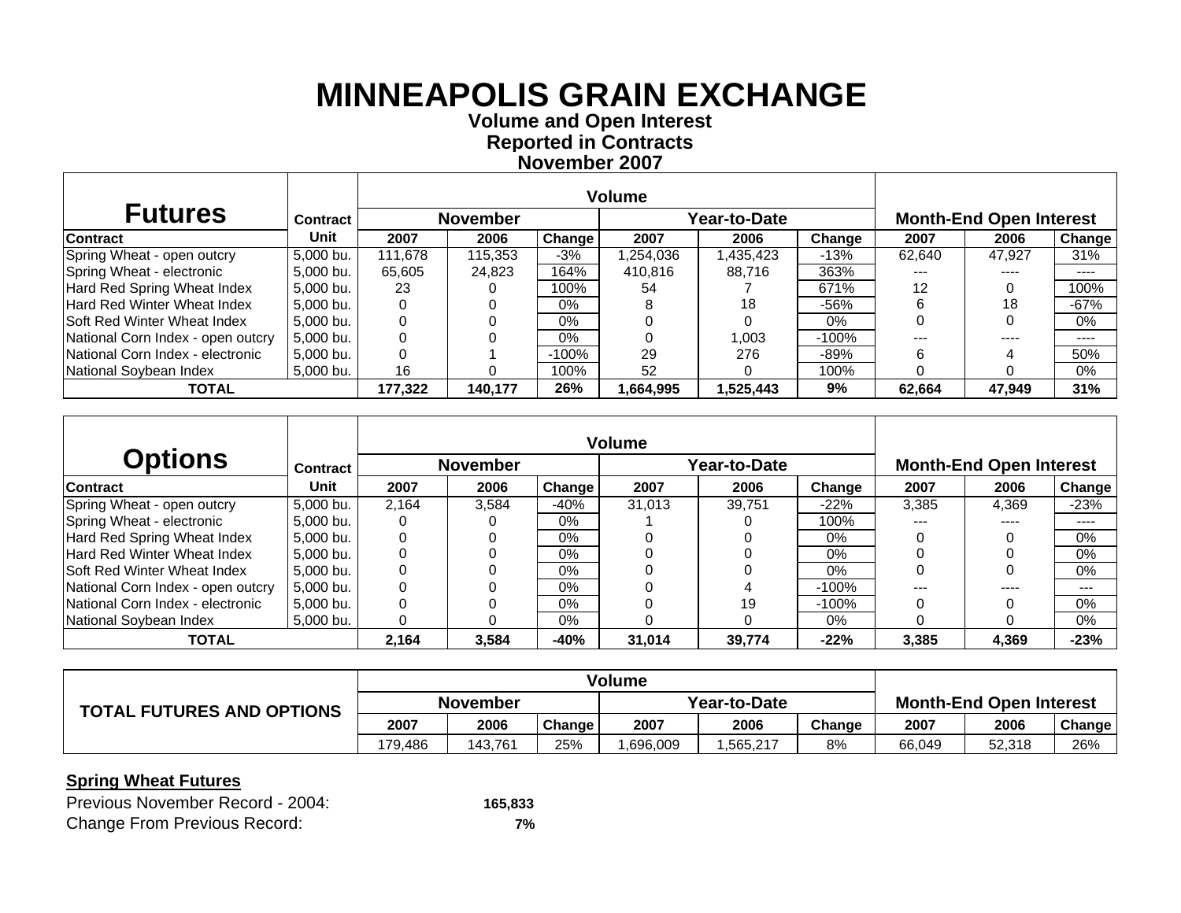# MINNEAPOLIS GRAIN EXCHANGE

**Volume and Open Interest**
**Reported in Contracts**
**November 2007**

| Futures | Contract | Volume | | | | | | Month-End Open Interest | | |
|---|---|---|---|---|---|---|---|---|---|---|
| | | November | | | Year-to-Date | | | | | |
| Contract | Unit | 2007 | 2006 | Change | 2007 | 2006 | Change | 2007 | 2006 | Change |
| Spring Wheat - open outcry | 5,000 bu. | 111,678 | 115,353 | -3% | 1,254,036 | 1,435,423 | -13% | 62,640 | 47,927 | 31% |
| Spring Wheat - electronic | 5,000 bu. | 65,605 | 24,823 | 164% | 410,816 | 88,716 | 363% | --- | ---- | ---- |
| Hard Red Spring Wheat Index | 5,000 bu. | 23 | 0 | 100% | 54 | 7 | 671% | 12 | 0 | 100% |
| Hard Red Winter Wheat Index | 5,000 bu. | 0 | 0 | 0% | 8 | 18 | -56% | 6 | 18 | -67% |
| Soft Red Winter Wheat Index | 5,000 bu. | 0 | 0 | 0% | 0 | 0 | 0% | 0 | 0 | 0% |
| National Corn Index - open outcry | 5,000 bu. | 0 | 0 | 0% | 0 | 1,003 | -100% | --- | ---- | ---- |
| National Corn Index - electronic | 5,000 bu. | 0 | 1 | -100% | 29 | 276 | -89% | 6 | 4 | 50% |
| National Soybean Index | 5,000 bu. | 16 | 0 | 100% | 52 | 0 | 100% | 0 | 0 | 0% |
| **TOTAL** | | **177,322** | **140,177** | **26%** | **1,664,995** | **1,525,443** | **9%** | **62,664** | **47,949** | **31%** |

| Options | Contract | Volume | | | | | | Month-End Open Interest | | |
|---|---|---|---|---|---|---|---|---|---|---|
| | | November | | | Year-to-Date | | | | | |
| Contract | Unit | 2007 | 2006 | Change | 2007 | 2006 | Change | 2007 | 2006 | Change |
| Spring Wheat - open outcry | 5,000 bu. | 2,164 | 3,584 | -40% | 31,013 | 39,751 | -22% | 3,385 | 4,369 | -23% |
| Spring Wheat - electronic | 5,000 bu. | 0 | 0 | 0% | 1 | 0 | 100% | --- | ---- | ---- |
| Hard Red Spring Wheat Index | 5,000 bu. | 0 | 0 | 0% | 0 | 0 | 0% | 0 | 0 | 0% |
| Hard Red Winter Wheat Index | 5,000 bu. | 0 | 0 | 0% | 0 | 0 | 0% | 0 | 0 | 0% |
| Soft Red Winter Wheat Index | 5,000 bu. | 0 | 0 | 0% | 0 | 0 | 0% | 0 | 0 | 0% |
| National Corn Index - open outcry | 5,000 bu. | 0 | 0 | 0% | 0 | 4 | -100% | --- | ---- | --- |
| National Corn Index - electronic | 5,000 bu. | 0 | 0 | 0% | 0 | 19 | -100% | 0 | 0 | 0% |
| National Soybean Index | 5,000 bu. | 0 | 0 | 0% | 0 | 0 | 0% | 0 | 0 | 0% |
| **TOTAL** | | **2,164** | **3,584** | **-40%** | **31,014** | **39,774** | **-22%** | **3,385** | **4,369** | **-23%** |

| TOTAL FUTURES AND OPTIONS | Volume | | | | | | Month-End Open Interest | | |
|---|---|---|---|---|---|---|---|---|---|
| | November | | | Year-to-Date | | | | | |
| | 2007 | 2006 | Change | 2007 | 2006 | Change | 2007 | 2006 | Change |
| | 179,486 | 143,761 | 25% | 1,696,009 | 1,565,217 | 8% | 66,049 | 52,318 | 26% |

**Spring Wheat Futures**

Previous November Record - 2004: **165,833**

Change From Previous Record: **7%**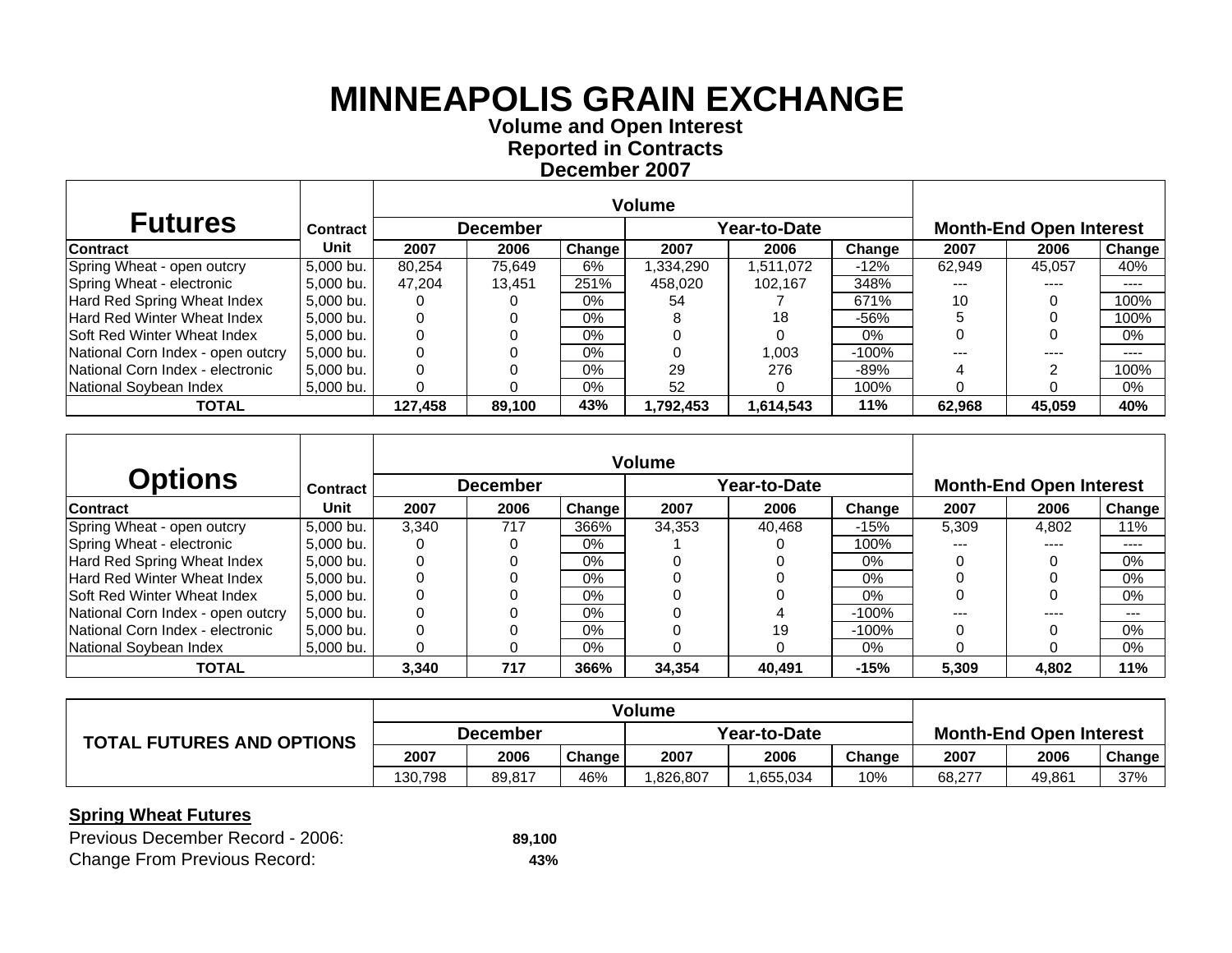# MINNEAPOLIS GRAIN EXCHANGE

**Volume and Open Interest**
**Reported in Contracts**
**December 2007**

| Futures | Contract | Volume | | | | | | Month-End Open Interest | | |
|---|---|---|---|---|---|---|---|---|---|---|
| | | December | | | Year-to-Date | | | | | |
| Contract | Unit | 2007 | 2006 | Change | 2007 | 2006 | Change | 2007 | 2006 | Change |
| Spring Wheat - open outcry | 5,000 bu. | 80,254 | 75,649 | 6% | 1,334,290 | 1,511,072 | -12% | 62,949 | 45,057 | 40% |
| Spring Wheat - electronic | 5,000 bu. | 47,204 | 13,451 | 251% | 458,020 | 102,167 | 348% | --- | ---- | ---- |
| Hard Red Spring Wheat Index | 5,000 bu. | 0 | 0 | 0% | 54 | 7 | 671% | 10 | 0 | 100% |
| Hard Red Winter Wheat Index | 5,000 bu. | 0 | 0 | 0% | 8 | 18 | -56% | 5 | 0 | 100% |
| Soft Red Winter Wheat Index | 5,000 bu. | 0 | 0 | 0% | 0 | 0 | 0% | 0 | 0 | 0% |
| National Corn Index - open outcry | 5,000 bu. | 0 | 0 | 0% | 0 | 1,003 | -100% | --- | ---- | ---- |
| National Corn Index - electronic | 5,000 bu. | 0 | 0 | 0% | 29 | 276 | -89% | 4 | 2 | 100% |
| National Soybean Index | 5,000 bu. | 0 | 0 | 0% | 52 | 0 | 100% | 0 | 0 | 0% |
| **TOTAL** | | **127,458** | **89,100** | **43%** | **1,792,453** | **1,614,543** | **11%** | **62,968** | **45,059** | **40%** |

| Options | Contract | Volume | | | | | | Month-End Open Interest | | |
|---|---|---|---|---|---|---|---|---|---|---|
| | | December | | | Year-to-Date | | | | | |
| Contract | Unit | 2007 | 2006 | Change | 2007 | 2006 | Change | 2007 | 2006 | Change |
| Spring Wheat - open outcry | 5,000 bu. | 3,340 | 717 | 366% | 34,353 | 40,468 | -15% | 5,309 | 4,802 | 11% |
| Spring Wheat - electronic | 5,000 bu. | 0 | 0 | 0% | 1 | 0 | 100% | --- | ---- | ---- |
| Hard Red Spring Wheat Index | 5,000 bu. | 0 | 0 | 0% | 0 | 0 | 0% | 0 | 0 | 0% |
| Hard Red Winter Wheat Index | 5,000 bu. | 0 | 0 | 0% | 0 | 0 | 0% | 0 | 0 | 0% |
| Soft Red Winter Wheat Index | 5,000 bu. | 0 | 0 | 0% | 0 | 0 | 0% | 0 | 0 | 0% |
| National Corn Index - open outcry | 5,000 bu. | 0 | 0 | 0% | 0 | 4 | -100% | --- | ---- | --- |
| National Corn Index - electronic | 5,000 bu. | 0 | 0 | 0% | 0 | 19 | -100% | 0 | 0 | 0% |
| National Soybean Index | 5,000 bu. | 0 | 0 | 0% | 0 | 0 | 0% | 0 | 0 | 0% |
| **TOTAL** | | **3,340** | **717** | **366%** | **34,354** | **40,491** | **-15%** | **5,309** | **4,802** | **11%** |

| TOTAL FUTURES AND OPTIONS | Volume | | | | | | Month-End Open Interest | | |
|---|---|---|---|---|---|---|---|---|---|
| | December | | | Year-to-Date | | | | | |
| | 2007 | 2006 | Change | 2007 | 2006 | Change | 2007 | 2006 | Change |
| | 130,798 | 89,817 | 46% | 1,826,807 | 1,655,034 | 10% | 68,277 | 49,861 | 37% |

**Spring Wheat Futures**

Previous December Record - 2006: **89,100**

Change From Previous Record: **43%**